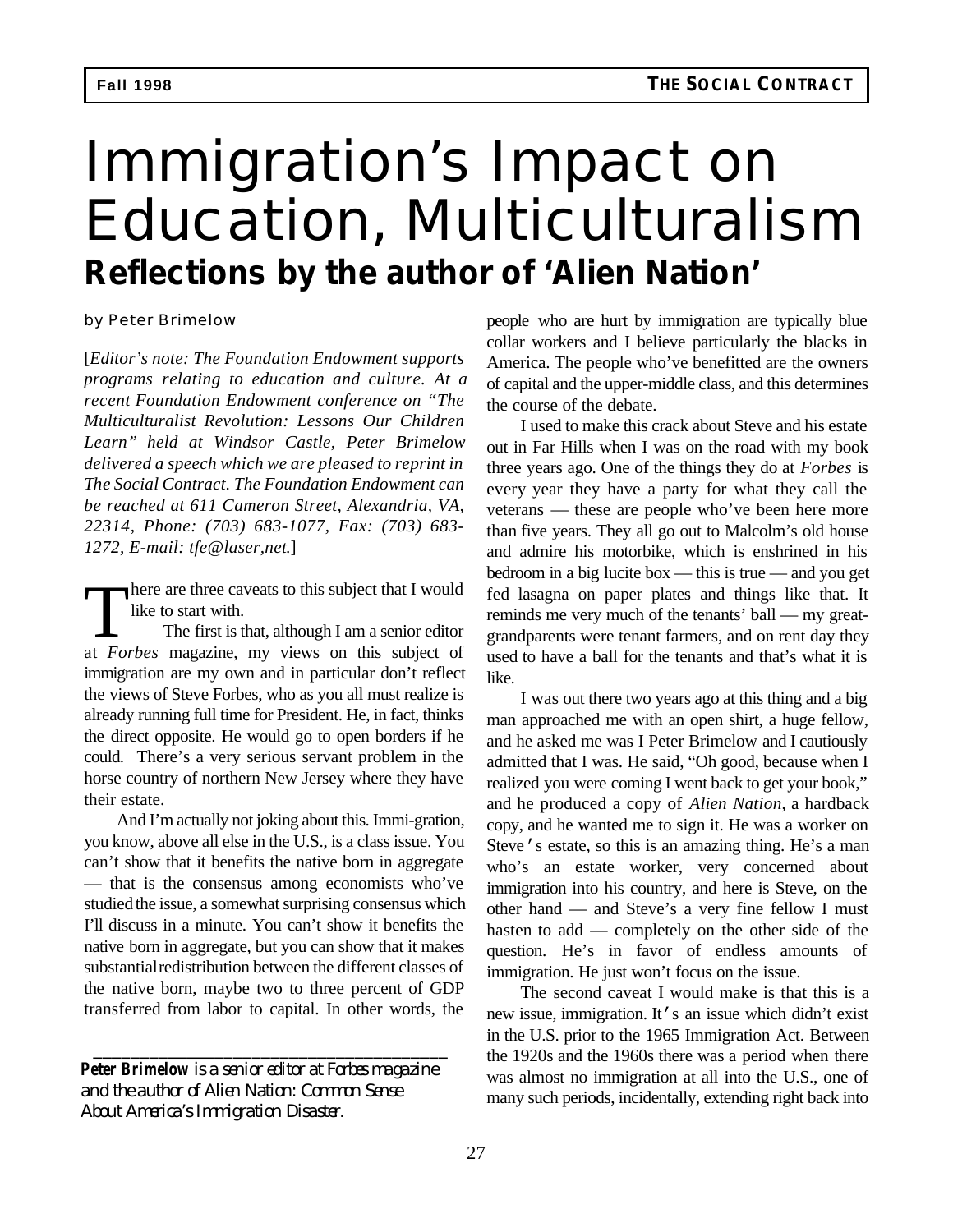# Immigration's Impact on Education, Multiculturalism

## Reflections by the author of 'Alien Nation'

by Peter Brimelow

[*Editor's note: The Foundation Endowment supports programs relating to education and culture. At a recent Foundation Endowment conference on "The Multiculturalist Revolution: Lessons Our Children Learn" held at Windsor Castle, Peter Brimelow delivered a speech which we are pleased to reprint in The Social Contract. The Foundation Endowment can be reached at 611 Cameron Street, Alexandria, VA, 22314, Phone: (703) 683-1077, Fax: (703) 683-1272, E-mail: tfe@laser,net.*]

There are three caveats to this subject that I would like to start with.

The first is that, although I am a senior editor at *Forbes* magazine, my views on this subject of immigration are my own and in particular don't reflect the views of Steve Forbes, who as you all must realize is already running full time for President. He, in fact, thinks the direct opposite. He would go to open borders if he could. There's a very serious servant problem in the horse country of northern New Jersey where they have their estate.

And I'm actually not joking about this. Immi-gration, you know, above all else in the U.S., is a class issue. You can't show that it benefits the native born in aggregate — that is the consensus among economists who've studied the issue, a somewhat surprising consensus which I'll discuss in a minute. You can't show it benefits the native born in aggregate, but you can show that it makes substantial redistribution between the different classes of the native born, maybe two to three percent of GDP transferred from labor to capital. In other words, the people who are hurt by immigration are typically blue collar workers and I believe particularly the blacks in America. The people who've benefitted are the owners of capital and the upper-middle class, and this determines the course of the debate.

I used to make this crack about Steve and his estate out in Far Hills when I was on the road with my book three years ago. One of the things they do at *Forbes* is every year they have a party for what they call the veterans — these are people who've been here more than five years. They all go out to Malcolm's old house and admire his motorbike, which is enshrined in his bedroom in a big lucite box — this is true — and you get fed lasagna on paper plates and things like that. It reminds me very much of the tenants' ball — my great-grandparents were tenant farmers, and on rent day they used to have a ball for the tenants and that's what it is like.

I was out there two years ago at this thing and a big man approached me with an open shirt, a huge fellow, and he asked me was I Peter Brimelow and I cautiously admitted that I was. He said, "Oh good, because when I realized you were coming I went back to get your book," and he produced a copy of *Alien Nation*, a hardback copy, and he wanted me to sign it. He was a worker on Steve's estate, so this is an amazing thing. He's a man who's an estate worker, very concerned about immigration into his country, and here is Steve, on the other hand — and Steve's a very fine fellow I must hasten to add — completely on the other side of the question. He's in favor of endless amounts of immigration. He just won't focus on the issue.

The second caveat I would make is that this is a new issue, immigration. It's an issue which didn't exist in the U.S. prior to the 1965 Immigration Act. Between the 1920s and the 1960s there was a period when there was almost no immigration at all into the U.S., one of many such periods, incidentally, extending right back into

---

**Peter Brimelow** *is a senior editor at Forbes magazine and the author of Alien Nation: Common Sense About America's Immigration Disaster.*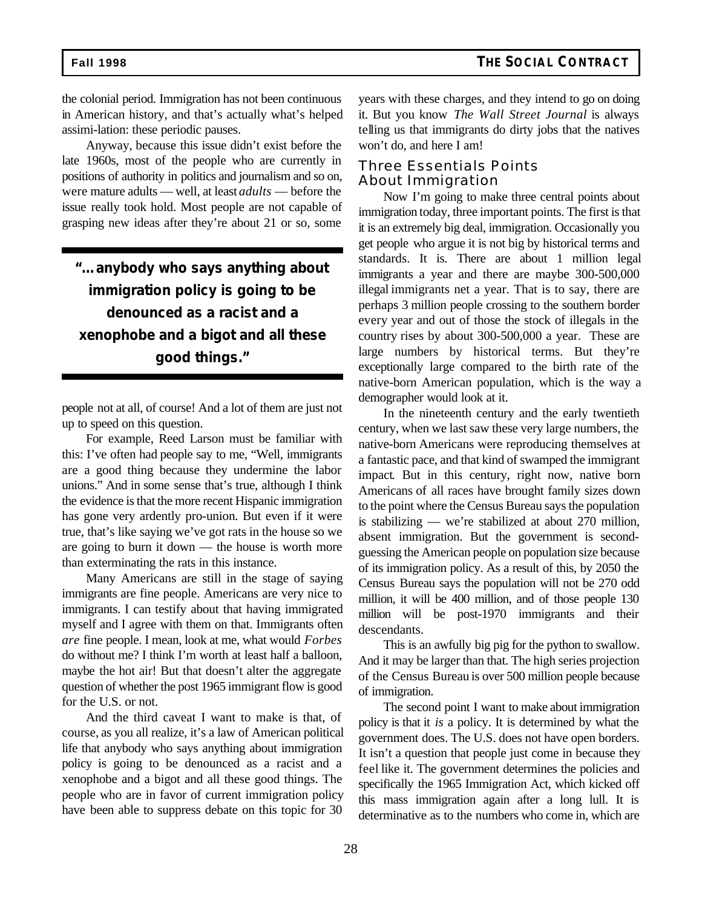the colonial period. Immigration has not been continuous in American history, and that's actually what's helped assimi-lation: these periodic pauses.

Anyway, because this issue didn't exist before the late 1960s, most of the people who are currently in positions of authority in politics and journalism and so on, were mature adults — well, at least *adults* — before the issue really took hold. Most people are not capable of grasping new ideas after they're about 21 or so, some people not at all, of course! And a lot of them are just not up to speed on this question.

> **"...anybody who says anything about immigration policy is going to be denounced as a racist and a xenophobe and a bigot and all these good things."**

For example, Reed Larson must be familiar with this: I've often had people say to me, "Well, immigrants are a good thing because they undermine the labor unions." And in some sense that's true, although I think the evidence is that the more recent Hispanic immigration has gone very ardently pro-union. But even if it were true, that's like saying we've got rats in the house so we are going to burn it down — the house is worth more than exterminating the rats in this instance.

Many Americans are still in the stage of saying immigrants are fine people. Americans are very nice to immigrants. I can testify about that having immigrated myself and I agree with them on that. Immigrants often *are* fine people. I mean, look at me, what would *Forbes* do without me? I think I'm worth at least half a balloon, maybe the hot air! But that doesn't alter the aggregate question of whether the post 1965 immigrant flow is good for the U.S. or not.

And the third caveat I want to make is that, of course, as you all realize, it's a law of American political life that anybody who says anything about immigration policy is going to be denounced as a racist and a xenophobe and a bigot and all these good things. The people who are in favor of current immigration policy have been able to suppress debate on this topic for 30 years with these charges, and they intend to go on doing it. But you know *The Wall Street Journal* is always telling us that immigrants do dirty jobs that the natives won't do, and here I am!

## Three Essentials Points About Immigration

Now I'm going to make three central points about immigration today, three important points. The first is that it is an extremely big deal, immigration. Occasionally you get people who argue it is not big by historical terms and standards. It is. There are about 1 million legal immigrants a year and there are maybe 300-500,000 illegal immigrants net a year. That is to say, there are perhaps 3 million people crossing to the southern border every year and out of those the stock of illegals in the country rises by about 300-500,000 a year. These are large numbers by historical terms. But they're exceptionally large compared to the birth rate of the native-born American population, which is the way a demographer would look at it.

In the nineteenth century and the early twentieth century, when we last saw these very large numbers, the native-born Americans were reproducing themselves at a fantastic pace, and that kind of swamped the immigrant impact. But in this century, right now, native born Americans of all races have brought family sizes down to the point where the Census Bureau says the population is stabilizing — we're stabilized at about 270 million, absent immigration. But the government is second-guessing the American people on population size because of its immigration policy. As a result of this, by 2050 the Census Bureau says the population will not be 270 odd million, it will be 400 million, and of those people 130 million will be post-1970 immigrants and their descendants.

This is an awfully big pig for the python to swallow. And it may be larger than that. The high series projection of the Census Bureau is over 500 million people because of immigration.

The second point I want to make about immigration policy is that it *is* a policy. It is determined by what the government does. The U.S. does not have open borders. It isn't a question that people just come in because they feel like it. The government determines the policies and specifically the 1965 Immigration Act, which kicked off this mass immigration again after a long lull. It is determinative as to the numbers who come in, which are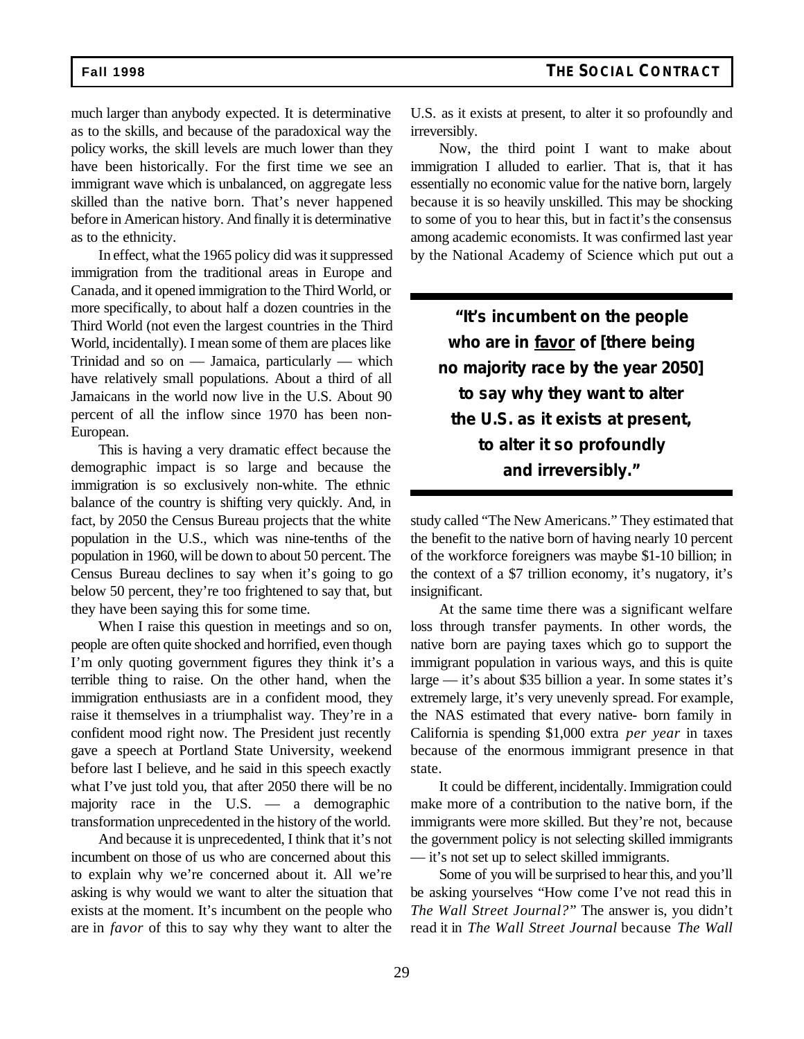much larger than anybody expected. It is determinative as to the skills, and because of the paradoxical way the policy works, the skill levels are much lower than they have been historically. For the first time we see an immigrant wave which is unbalanced, on aggregate less skilled than the native born. That's never happened before in American history. And finally it is determinative as to the ethnicity.

In effect, what the 1965 policy did was it suppressed immigration from the traditional areas in Europe and Canada, and it opened immigration to the Third World, or more specifically, to about half a dozen countries in the Third World (not even the largest countries in the Third World, incidentally). I mean some of them are places like Trinidad and so on — Jamaica, particularly — which have relatively small populations. About a third of all Jamaicans in the world now live in the U.S. About 90 percent of all the inflow since 1970 has been non-European.

This is having a very dramatic effect because the demographic impact is so large and because the immigration is so exclusively non-white. The ethnic balance of the country is shifting very quickly. And, in fact, by 2050 the Census Bureau projects that the white population in the U.S., which was nine-tenths of the population in 1960, will be down to about 50 percent. The Census Bureau declines to say when it's going to go below 50 percent, they're too frightened to say that, but they have been saying this for some time.

When I raise this question in meetings and so on, people are often quite shocked and horrified, even though I'm only quoting government figures they think it's a terrible thing to raise. On the other hand, when the immigration enthusiasts are in a confident mood, they raise it themselves in a triumphalist way. They're in a confident mood right now. The President just recently gave a speech at Portland State University, weekend before last I believe, and he said in this speech exactly what I've just told you, that after 2050 there will be no majority race in the U.S. — a demographic transformation unprecedented in the history of the world.

And because it is unprecedented, I think that it's not incumbent on those of us who are concerned about this to explain why we're concerned about it. All we're asking is why would we want to alter the situation that exists at the moment. It's incumbent on the people who are in *favor* of this to say why they want to alter the U.S. as it exists at present, to alter it so profoundly and irreversibly.

Now, the third point I want to make about immigration I alluded to earlier. That is, that it has essentially no economic value for the native born, largely because it is so heavily unskilled. This may be shocking to some of you to hear this, but in fact it's the consensus among academic economists. It was confirmed last year by the National Academy of Science which put out a study called "The New Americans." They estimated that the benefit to the native born of having nearly 10 percent of the workforce foreigners was maybe $1-10 billion; in the context of a $7 trillion economy, it's nugatory, it's insignificant.

> **"It's incumbent on the people who are in favor of [there being no majority race by the year 2050] to say why they want to alter the U.S. as it exists at present, to alter it so profoundly and irreversibly."**

At the same time there was a significant welfare loss through transfer payments. In other words, the native born are paying taxes which go to support the immigrant population in various ways, and this is quite large — it's about $35 billion a year. In some states it's extremely large, it's very unevenly spread. For example, the NAS estimated that every native- born family in California is spending $1,000 extra *per year* in taxes because of the enormous immigrant presence in that state.

It could be different, incidentally. Immigration could make more of a contribution to the native born, if the immigrants were more skilled. But they're not, because the government policy is not selecting skilled immigrants — it's not set up to select skilled immigrants.

Some of you will be surprised to hear this, and you'll be asking yourselves "How come I've not read this in *The Wall Street Journal?*" The answer is, you didn't read it in *The Wall Street Journal* because *The Wall*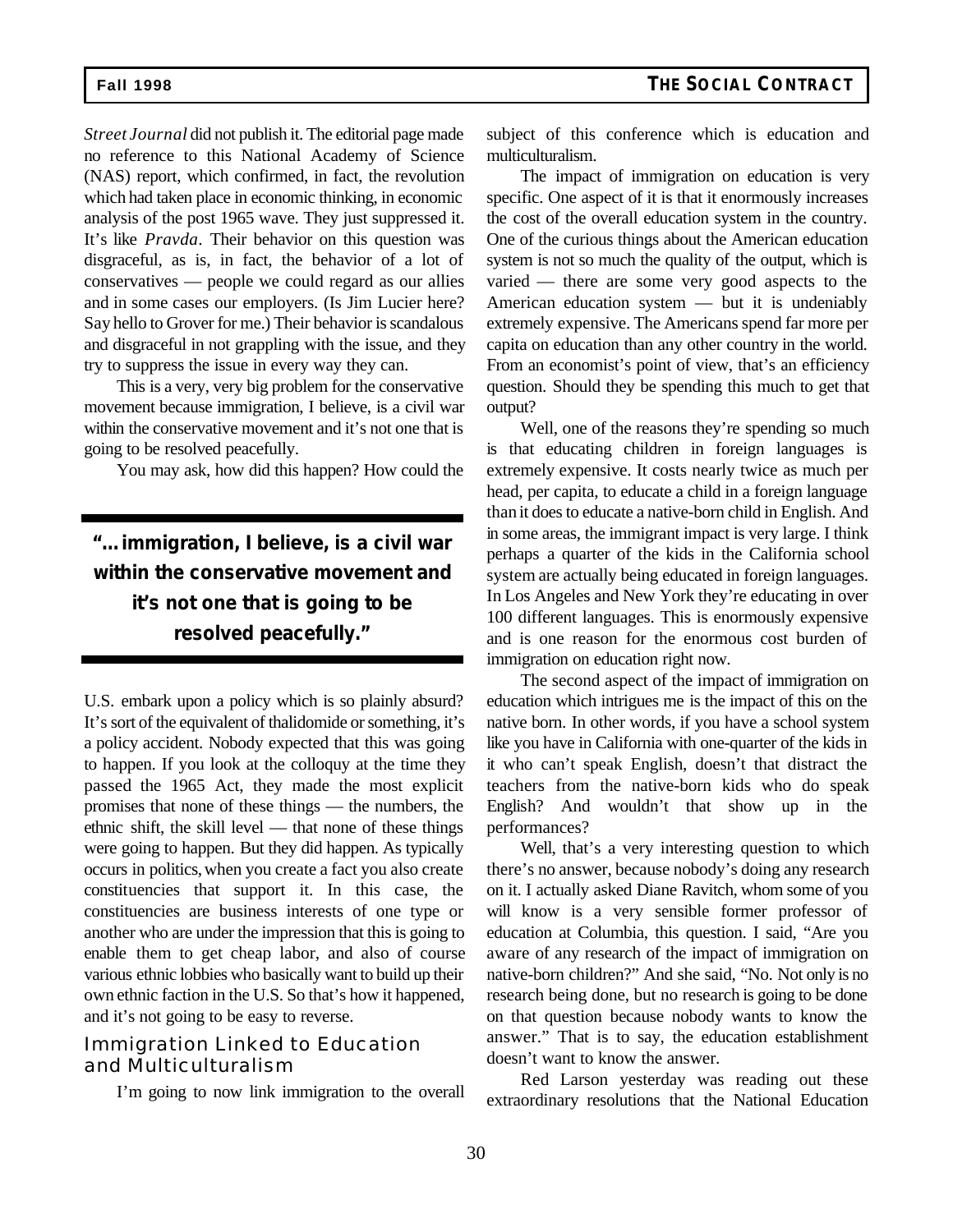*Street Journal* did not publish it. The editorial page made no reference to this National Academy of Science (NAS) report, which confirmed, in fact, the revolution which had taken place in economic thinking, in economic analysis of the post 1965 wave. They just suppressed it. It's like *Pravda*. Their behavior on this question was disgraceful, as is, in fact, the behavior of a lot of conservatives — people we could regard as our allies and in some cases our employers. (Is Jim Lucier here? Say hello to Grover for me.) Their behavior is scandalous and disgraceful in not grappling with the issue, and they try to suppress the issue in every way they can.

This is a very, very big problem for the conservative movement because immigration, I believe, is a civil war within the conservative movement and it's not one that is going to be resolved peacefully.

You may ask, how did this happen? How could the U.S. embark upon a policy which is so plainly absurd? It's sort of the equivalent of thalidomide or something, it's a policy accident. Nobody expected that this was going to happen. If you look at the colloquy at the time they passed the 1965 Act, they made the most explicit promises that none of these things — the numbers, the ethnic shift, the skill level — that none of these things were going to happen. But they did happen. As typically occurs in politics, when you create a fact you also create constituencies that support it. In this case, the constituencies are business interests of one type or another who are under the impression that this is going to enable them to get cheap labor, and also of course various ethnic lobbies who basically want to build up their own ethnic faction in the U.S. So that's how it happened, and it's not going to be easy to reverse.

> **"...immigration, I believe, is a civil war within the conservative movement and it's not one that is going to be resolved peacefully."**

## Immigration Linked to Education and Multiculturalism

I'm going to now link immigration to the overall subject of this conference which is education and multiculturalism.

The impact of immigration on education is very specific. One aspect of it is that it enormously increases the cost of the overall education system in the country. One of the curious things about the American education system is not so much the quality of the output, which is varied — there are some very good aspects to the American education system — but it is undeniably extremely expensive. The Americans spend far more per capita on education than any other country in the world. From an economist's point of view, that's an efficiency question. Should they be spending this much to get that output?

Well, one of the reasons they're spending so much is that educating children in foreign languages is extremely expensive. It costs nearly twice as much per head, per capita, to educate a child in a foreign language than it does to educate a native-born child in English. And in some areas, the immigrant impact is very large. I think perhaps a quarter of the kids in the California school system are actually being educated in foreign languages. In Los Angeles and New York they're educating in over 100 different languages. This is enormously expensive and is one reason for the enormous cost burden of immigration on education right now.

The second aspect of the impact of immigration on education which intrigues me is the impact of this on the native born. In other words, if you have a school system like you have in California with one-quarter of the kids in it who can't speak English, doesn't that distract the teachers from the native-born kids who do speak English? And wouldn't that show up in the performances?

Well, that's a very interesting question to which there's no answer, because nobody's doing any research on it. I actually asked Diane Ravitch, whom some of you will know is a very sensible former professor of education at Columbia, this question. I said, "Are you aware of any research of the impact of immigration on native-born children?" And she said, "No. Not only is no research being done, but no research is going to be done on that question because nobody wants to know the answer." That is to say, the education establishment doesn't want to know the answer.

Red Larson yesterday was reading out these extraordinary resolutions that the National Education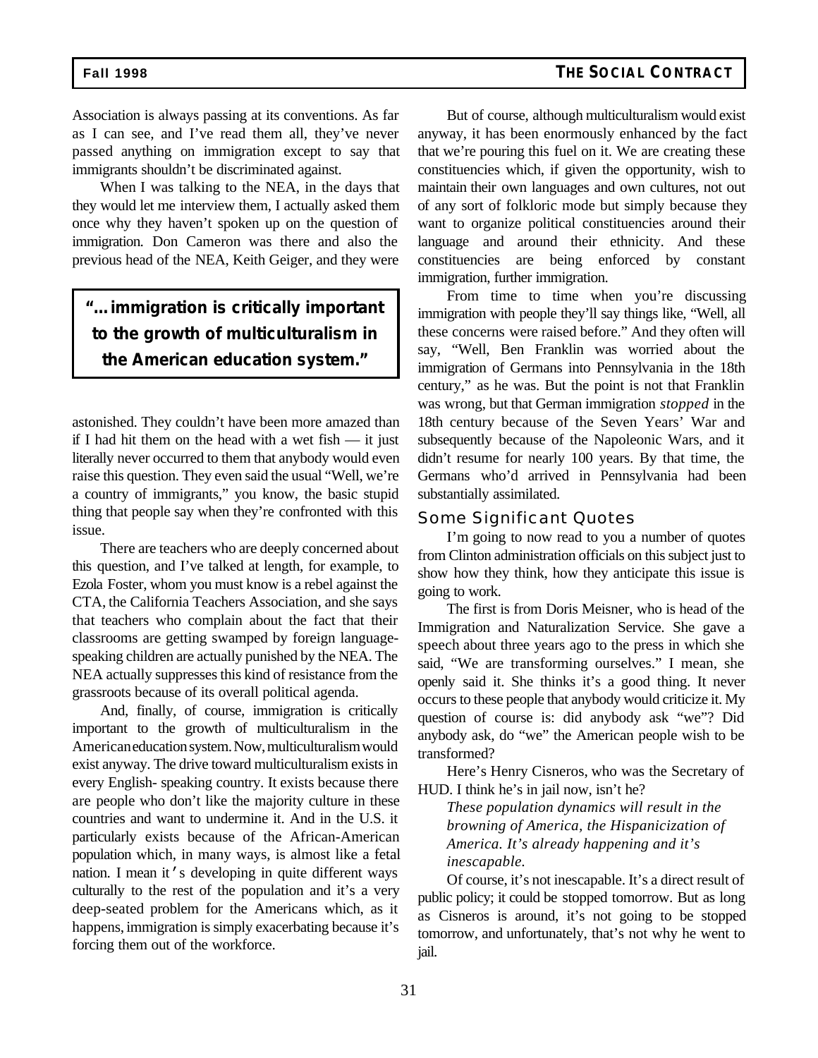Association is always passing at its conventions. As far as I can see, and I've read them all, they've never passed anything on immigration except to say that immigrants shouldn't be discriminated against.

When I was talking to the NEA, in the days that they would let me interview them, I actually asked them once why they haven't spoken up on the question of immigration. Don Cameron was there and also the previous head of the NEA, Keith Geiger, and they were astonished. They couldn't have been more amazed than if I had hit them on the head with a wet fish — it just literally never occurred to them that anybody would even raise this question. They even said the usual "Well, we're a country of immigrants," you know, the basic stupid thing that people say when they're confronted with this issue.

> **"...immigration is critically important to the growth of multiculturalism in the American education system."**

There are teachers who are deeply concerned about this question, and I've talked at length, for example, to Ezola Foster, whom you must know is a rebel against the CTA, the California Teachers Association, and she says that teachers who complain about the fact that their classrooms are getting swamped by foreign language-speaking children are actually punished by the NEA. The NEA actually suppresses this kind of resistance from the grassroots because of its overall political agenda.

And, finally, of course, immigration is critically important to the growth of multiculturalism in the American education system. Now, multiculturalism would exist anyway. The drive toward multiculturalism exists in every English- speaking country. It exists because there are people who don't like the majority culture in these countries and want to undermine it. And in the U.S. it particularly exists because of the African-American population which, in many ways, is almost like a fetal nation. I mean it's developing in quite different ways culturally to the rest of the population and it's a very deep-seated problem for the Americans which, as it happens, immigration is simply exacerbating because it's forcing them out of the workforce.

But of course, although multiculturalism would exist anyway, it has been enormously enhanced by the fact that we're pouring this fuel on it. We are creating these constituencies which, if given the opportunity, wish to maintain their own languages and own cultures, not out of any sort of folkloric mode but simply because they want to organize political constituencies around their language and around their ethnicity. And these constituencies are being enforced by constant immigration, further immigration.

From time to time when you're discussing immigration with people they'll say things like, "Well, all these concerns were raised before." And they often will say, "Well, Ben Franklin was worried about the immigration of Germans into Pennsylvania in the 18th century," as he was. But the point is not that Franklin was wrong, but that German immigration *stopped* in the 18th century because of the Seven Years' War and subsequently because of the Napoleonic Wars, and it didn't resume for nearly 100 years. By that time, the Germans who'd arrived in Pennsylvania had been substantially assimilated.

## Some Significant Quotes

I'm going to now read to you a number of quotes from Clinton administration officials on this subject just to show how they think, how they anticipate this issue is going to work.

The first is from Doris Meisner, who is head of the Immigration and Naturalization Service. She gave a speech about three years ago to the press in which she said, "We are transforming ourselves." I mean, she openly said it. She thinks it's a good thing. It never occurs to these people that anybody would criticize it. My question of course is: did anybody ask "we"? Did anybody ask, do "we" the American people wish to be transformed?

Here's Henry Cisneros, who was the Secretary of HUD. I think he's in jail now, isn't he?

> *These population dynamics will result in the browning of America, the Hispanicization of America. It's already happening and it's inescapable.*

Of course, it's not inescapable. It's a direct result of public policy; it could be stopped tomorrow. But as long as Cisneros is around, it's not going to be stopped tomorrow, and unfortunately, that's not why he went to jail.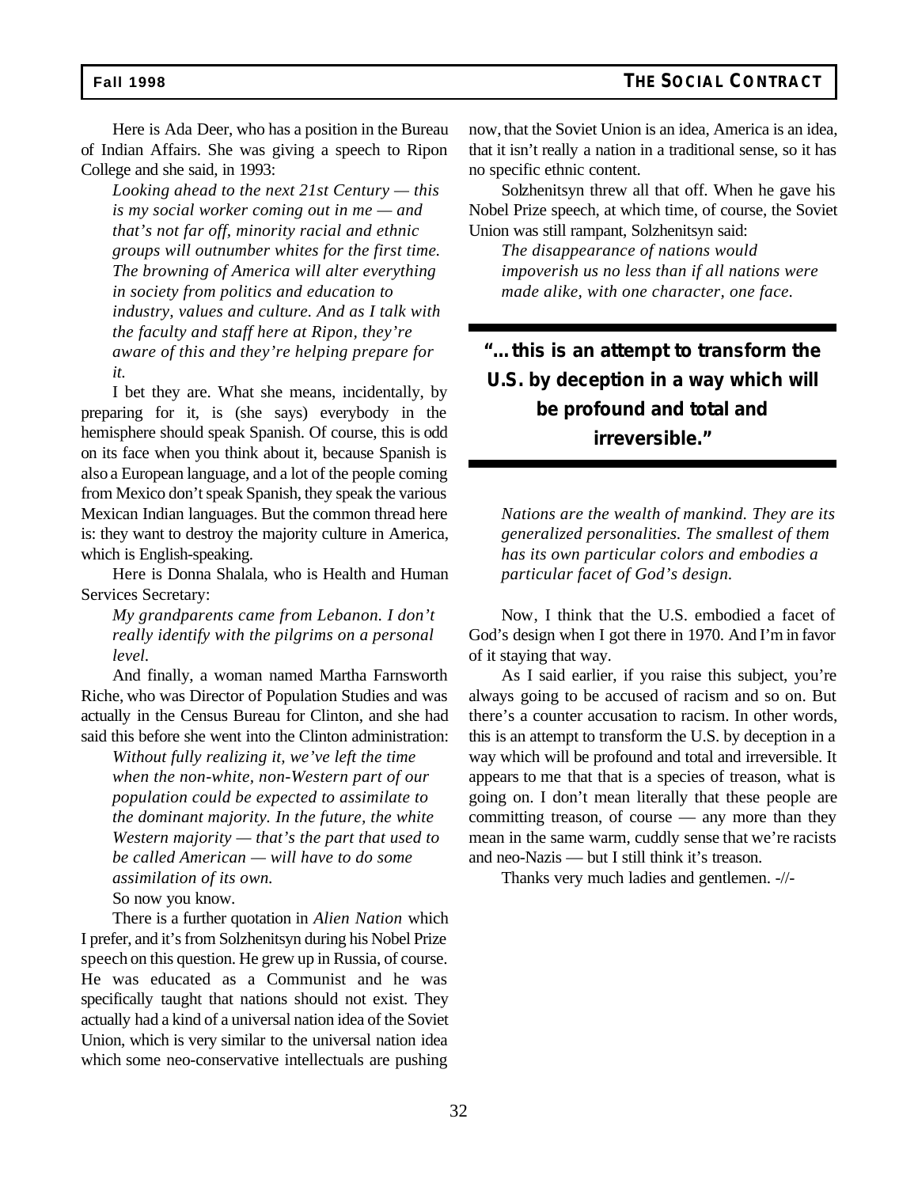Here is Ada Deer, who has a position in the Bureau of Indian Affairs. She was giving a speech to Ripon College and she said, in 1993:

> *Looking ahead to the next 21st Century — this is my social worker coming out in me — and that's not far off, minority racial and ethnic groups will outnumber whites for the first time. The browning of America will alter everything in society from politics and education to industry, values and culture. And as I talk with the faculty and staff here at Ripon, they're aware of this and they're helping prepare for it.*

I bet they are. What she means, incidentally, by preparing for it, is (she says) everybody in the hemisphere should speak Spanish. Of course, this is odd on its face when you think about it, because Spanish is also a European language, and a lot of the people coming from Mexico don't speak Spanish, they speak the various Mexican Indian languages. But the common thread here is: they want to destroy the majority culture in America, which is English-speaking.

Here is Donna Shalala, who is Health and Human Services Secretary:

> *My grandparents came from Lebanon. I don't really identify with the pilgrims on a personal level.*

And finally, a woman named Martha Farnsworth Riche, who was Director of Population Studies and was actually in the Census Bureau for Clinton, and she had said this before she went into the Clinton administration:

> *Without fully realizing it, we've left the time when the non-white, non-Western part of our population could be expected to assimilate to the dominant majority. In the future, the white Western majority — that's the part that used to be called American — will have to do some assimilation of its own.*

So now you know.

There is a further quotation in *Alien Nation* which I prefer, and it's from Solzhenitsyn during his Nobel Prize speech on this question. He grew up in Russia, of course. He was educated as a Communist and he was specifically taught that nations should not exist. They actually had a kind of a universal nation idea of the Soviet Union, which is very similar to the universal nation idea which some neo-conservative intellectuals are pushing now, that the Soviet Union is an idea, America is an idea, that it isn't really a nation in a traditional sense, so it has no specific ethnic content.

Solzhenitsyn threw all that off. When he gave his Nobel Prize speech, at which time, of course, the Soviet Union was still rampant, Solzhenitsyn said:

> *The disappearance of nations would impoverish us no less than if all nations were made alike, with one character, one face.*

**"...this is an attempt to transform the U.S. by deception in a way which will be profound and total and irreversible."**

> *Nations are the wealth of mankind. They are its generalized personalities. The smallest of them has its own particular colors and embodies a particular facet of God's design.*

Now, I think that the U.S. embodied a facet of God's design when I got there in 1970. And I'm in favor of it staying that way.

As I said earlier, if you raise this subject, you're always going to be accused of racism and so on. But there's a counter accusation to racism. In other words, this is an attempt to transform the U.S. by deception in a way which will be profound and total and irreversible. It appears to me that that is a species of treason, what is going on. I don't mean literally that these people are committing treason, of course — any more than they mean in the same warm, cuddly sense that we're racists and neo-Nazis — but I still think it's treason.

Thanks very much ladies and gentlemen. -//-